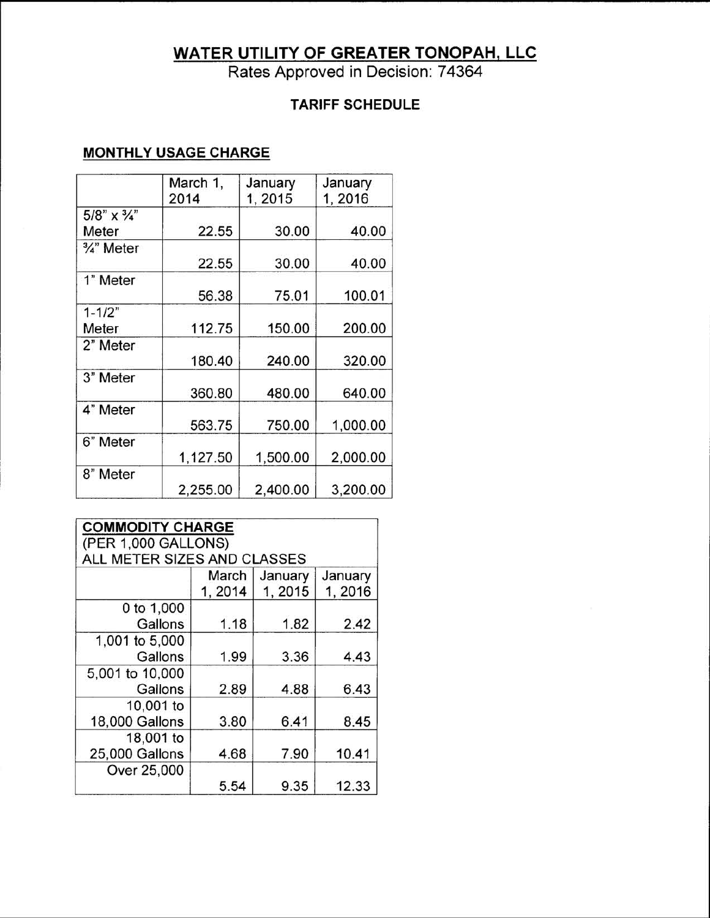# WATER UTILITY OF GREATER TONOPAH, LLC

Rates Approved in Decision: 74364

## TARIFF SCHEDULE

### MONTHLY USAGE CHARGE

| | March 1, 2014 | January 1, 2015 | January 1, 2016 |
|---|---|---|---|
| 5/8" x ¾" Meter | 22.55 | 30.00 | 40.00 |
| ¾" Meter | 22.55 | 30.00 | 40.00 |
| 1" Meter | 56.38 | 75.01 | 100.01 |
| 1-1/2" Meter | 112.75 | 150.00 | 200.00 |
| 2" Meter | 180.40 | 240.00 | 320.00 |
| 3" Meter | 360.80 | 480.00 | 640.00 |
| 4" Meter | 563.75 | 750.00 | 1,000.00 |
| 6" Meter | 1,127.50 | 1,500.00 | 2,000.00 |
| 8" Meter | 2,255.00 | 2,400.00 | 3,200.00 |

| COMMODITY CHARGE (PER 1,000 GALLONS) ALL METER SIZES AND CLASSES | | | |
|---|---|---|---|
| | March 1, 2014 | January 1, 2015 | January 1, 2016 |
| 0 to 1,000 Gallons | 1.18 | 1.82 | 2.42 |
| 1,001 to 5,000 Gallons | 1.99 | 3.36 | 4.43 |
| 5,001 to 10,000 Gallons | 2.89 | 4.88 | 6.43 |
| 10,001 to 18,000 Gallons | 3.80 | 6.41 | 8.45 |
| 18,001 to 25,000 Gallons | 4.68 | 7.90 | 10.41 |
| Over 25,000 | 5.54 | 9.35 | 12.33 |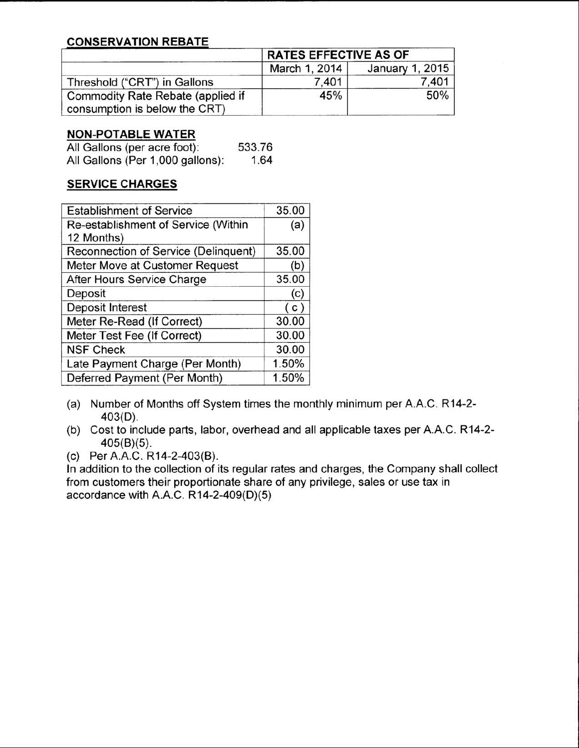## CONSERVATION REBATE

| | RATES EFFECTIVE AS OF | |
|---|---|---|
| | March 1, 2014 | January 1, 2015 |
| Threshold ("CRT") in Gallons | 7,401 | 7,401 |
| Commodity Rate Rebate (applied if consumption is below the CRT) | 45% | 50% |

## NON-POTABLE WATER

All Gallons (per acre foot): 533.76
All Gallons (Per 1,000 gallons): 1.64

## SERVICE CHARGES

| | |
|---|---|
| Establishment of Service | 35.00 |
| Re-establishment of Service (Within 12 Months) | (a) |
| Reconnection of Service (Delinquent) | 35.00 |
| Meter Move at Customer Request | (b) |
| After Hours Service Charge | 35.00 |
| Deposit | (c) |
| Deposit Interest | ( c ) |
| Meter Re-Read (If Correct) | 30.00 |
| Meter Test Fee (If Correct) | 30.00 |
| NSF Check | 30.00 |
| Late Payment Charge (Per Month) | 1.50% |
| Deferred Payment (Per Month) | 1.50% |

(a) Number of Months off System times the monthly minimum per A.A.C. R14-2-403(D).
(b) Cost to include parts, labor, overhead and all applicable taxes per A.A.C. R14-2-405(B)(5).
(c) Per A.A.C. R14-2-403(B).

In addition to the collection of its regular rates and charges, the Company shall collect from customers their proportionate share of any privilege, sales or use tax in accordance with A.A.C. R14-2-409(D)(5)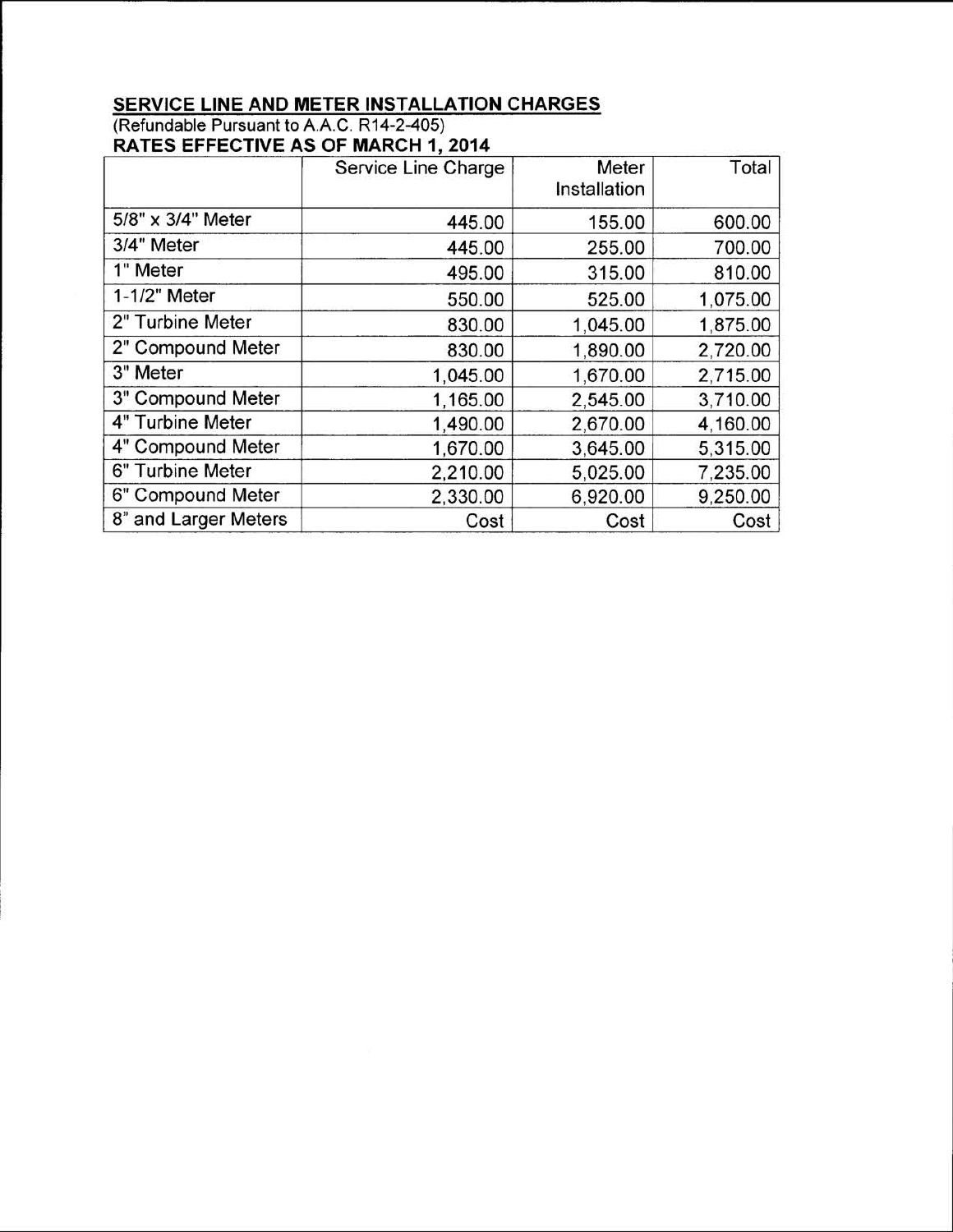## SERVICE LINE AND METER INSTALLATION CHARGES

(Refundable Pursuant to A.A.C. R14-2-405)

**RATES EFFECTIVE AS OF MARCH 1, 2014**

| | Service Line Charge | Meter Installation | Total |
|---|---|---|---|
| 5/8" x 3/4" Meter | 445.00 | 155.00 | 600.00 |
| 3/4" Meter | 445.00 | 255.00 | 700.00 |
| 1" Meter | 495.00 | 315.00 | 810.00 |
| 1-1/2" Meter | 550.00 | 525.00 | 1,075.00 |
| 2" Turbine Meter | 830.00 | 1,045.00 | 1,875.00 |
| 2" Compound Meter | 830.00 | 1,890.00 | 2,720.00 |
| 3" Meter | 1,045.00 | 1,670.00 | 2,715.00 |
| 3" Compound Meter | 1,165.00 | 2,545.00 | 3,710.00 |
| 4" Turbine Meter | 1,490.00 | 2,670.00 | 4,160.00 |
| 4" Compound Meter | 1,670.00 | 3,645.00 | 5,315.00 |
| 6" Turbine Meter | 2,210.00 | 5,025.00 | 7,235.00 |
| 6" Compound Meter | 2,330.00 | 6,920.00 | 9,250.00 |
| 8" and Larger Meters | Cost | Cost | Cost |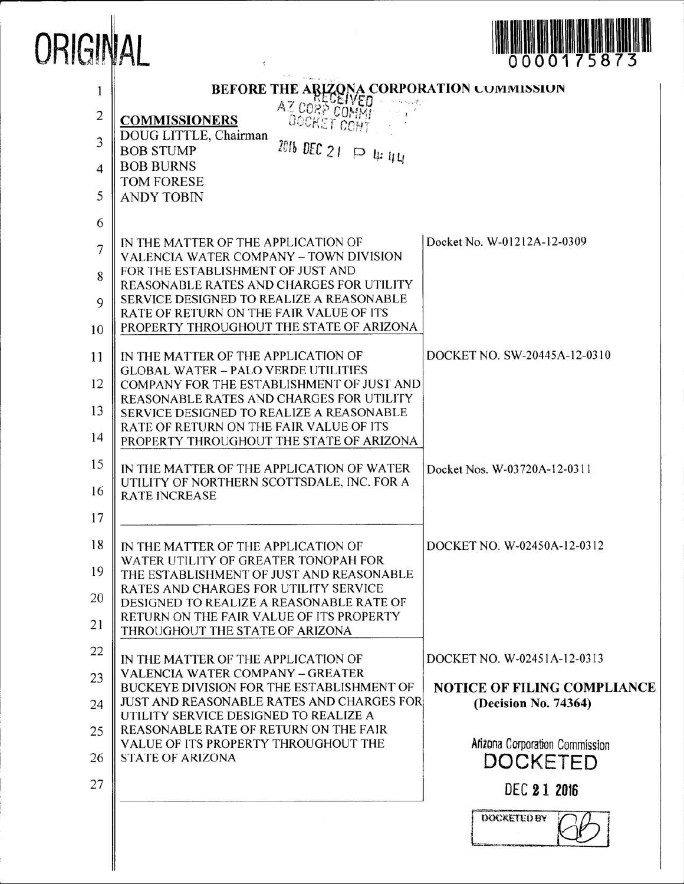ORIGINAL

0000175873

BEFORE THE ARIZONA CORPORATION COMMISSION

RECEIVED
AZ CORP COMM
DOCKET CONT

2016 DEC 21 P 4: 44

**COMMISSIONERS**
DOUG LITTLE, Chairman
BOB STUMP
BOB BURNS
TOM FORESE
ANDY TOBIN

| | |
|---|---|
| IN THE MATTER OF THE APPLICATION OF VALENCIA WATER COMPANY – TOWN DIVISION FOR THE ESTABLISHMENT OF JUST AND REASONABLE RATES AND CHARGES FOR UTILITY SERVICE DESIGNED TO REALIZE A REASONABLE RATE OF RETURN ON THE FAIR VALUE OF ITS PROPERTY THROUGHOUT THE STATE OF ARIZONA | Docket No. W-01212A-12-0309 |
| IN THE MATTER OF THE APPLICATION OF GLOBAL WATER – PALO VERDE UTILITIES COMPANY FOR THE ESTABLISHMENT OF JUST AND REASONABLE RATES AND CHARGES FOR UTILITY SERVICE DESIGNED TO REALIZE A REASONABLE RATE OF RETURN ON THE FAIR VALUE OF ITS PROPERTY THROUGHOUT THE STATE OF ARIZONA | DOCKET NO. SW-20445A-12-0310 |
| IN THE MATTER OF THE APPLICATION OF WATER UTILITY OF NORTHERN SCOTTSDALE, INC. FOR A RATE INCREASE | Docket Nos. W-03720A-12-0311 |
| IN THE MATTER OF THE APPLICATION OF WATER UTILITY OF GREATER TONOPAH FOR THE ESTABLISHMENT OF JUST AND REASONABLE RATES AND CHARGES FOR UTILITY SERVICE DESIGNED TO REALIZE A REASONABLE RATE OF RETURN ON THE FAIR VALUE OF ITS PROPERTY THROUGHOUT THE STATE OF ARIZONA | DOCKET NO. W-02450A-12-0312 |
| IN THE MATTER OF THE APPLICATION OF VALENCIA WATER COMPANY – GREATER BUCKEYE DIVISION FOR THE ESTABLISHMENT OF JUST AND REASONABLE RATES AND CHARGES FOR UTILITY SERVICE DESIGNED TO REALIZE A REASONABLE RATE OF RETURN ON THE FAIR VALUE OF ITS PROPERTY THROUGHOUT THE STATE OF ARIZONA | DOCKET NO. W-02451A-12-0313<br><br>**NOTICE OF FILING COMPLIANCE (Decision No. 74364)** |

Arizona Corporation Commission
DOCKETED

DEC 21 2016

DOCKETED BY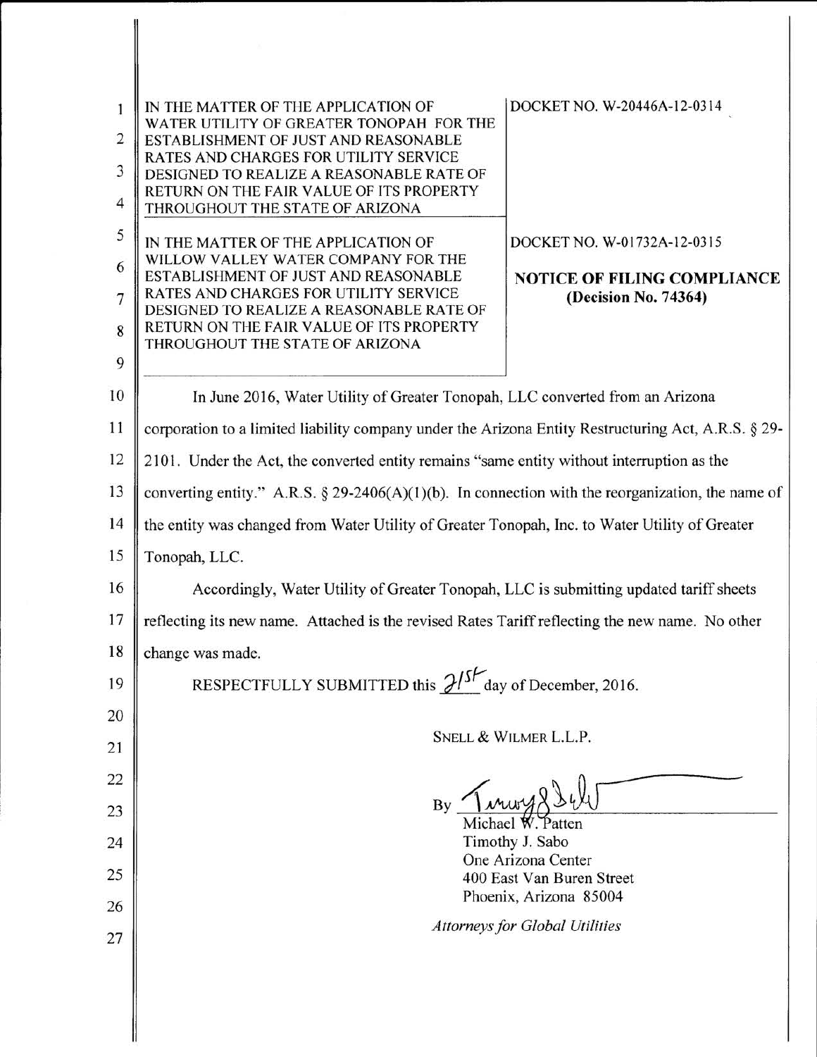| IN THE MATTER OF THE APPLICATION OF WATER UTILITY OF GREATER TONOPAH FOR THE ESTABLISHMENT OF JUST AND REASONABLE RATES AND CHARGES FOR UTILITY SERVICE DESIGNED TO REALIZE A REASONABLE RATE OF RETURN ON THE FAIR VALUE OF ITS PROPERTY THROUGHOUT THE STATE OF ARIZONA | DOCKET NO. W-20446A-12-0314 |
| --- | --- |
| IN THE MATTER OF THE APPLICATION OF WILLOW VALLEY WATER COMPANY FOR THE ESTABLISHMENT OF JUST AND REASONABLE RATES AND CHARGES FOR UTILITY SERVICE DESIGNED TO REALIZE A REASONABLE RATE OF RETURN ON THE FAIR VALUE OF ITS PROPERTY THROUGHOUT THE STATE OF ARIZONA | DOCKET NO. W-01732A-12-0315<br><br>**NOTICE OF FILING COMPLIANCE (Decision No. 74364)** |

In June 2016, Water Utility of Greater Tonopah, LLC converted from an Arizona corporation to a limited liability company under the Arizona Entity Restructuring Act, A.R.S. § 29-2101. Under the Act, the converted entity remains "same entity without interruption as the converting entity." A.R.S. § 29-2406(A)(1)(b). In connection with the reorganization, the name of the entity was changed from Water Utility of Greater Tonopah, Inc. to Water Utility of Greater Tonopah, LLC.

Accordingly, Water Utility of Greater Tonopah, LLC is submitting updated tariff sheets reflecting its new name. Attached is the revised Rates Tariff reflecting the new name. No other change was made.

RESPECTFULLY SUBMITTED this 21st day of December, 2016.

SNELL & WILMER L.L.P.

By [signature]
Michael W. Patten
Timothy J. Sabo
One Arizona Center
400 East Van Buren Street
Phoenix, Arizona 85004

*Attorneys for Global Utilities*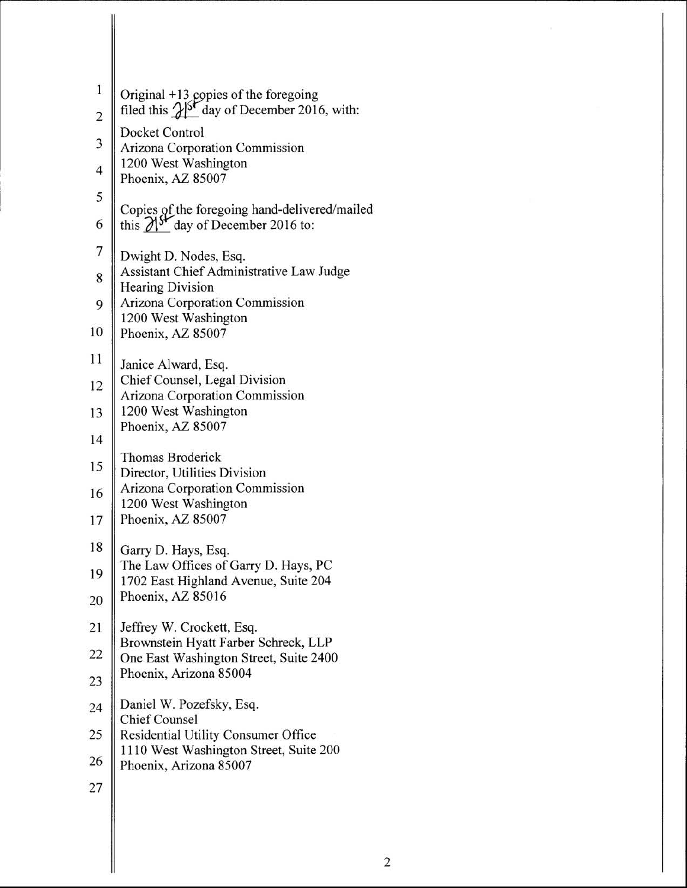Original +13 copies of the foregoing
filed this 21st day of December 2016, with:

Docket Control
Arizona Corporation Commission
1200 West Washington
Phoenix, AZ 85007

Copies of the foregoing hand-delivered/mailed
this 21st day of December 2016 to:

Dwight D. Nodes, Esq.
Assistant Chief Administrative Law Judge
Hearing Division
Arizona Corporation Commission
1200 West Washington
Phoenix, AZ 85007

Janice Alward, Esq.
Chief Counsel, Legal Division
Arizona Corporation Commission
1200 West Washington
Phoenix, AZ 85007

Thomas Broderick
Director, Utilities Division
Arizona Corporation Commission
1200 West Washington
Phoenix, AZ 85007

Garry D. Hays, Esq.
The Law Offices of Garry D. Hays, PC
1702 East Highland Avenue, Suite 204
Phoenix, AZ 85016

Jeffrey W. Crockett, Esq.
Brownstein Hyatt Farber Schreck, LLP
One East Washington Street, Suite 2400
Phoenix, Arizona 85004

Daniel W. Pozefsky, Esq.
Chief Counsel
Residential Utility Consumer Office
1110 West Washington Street, Suite 200
Phoenix, Arizona 85007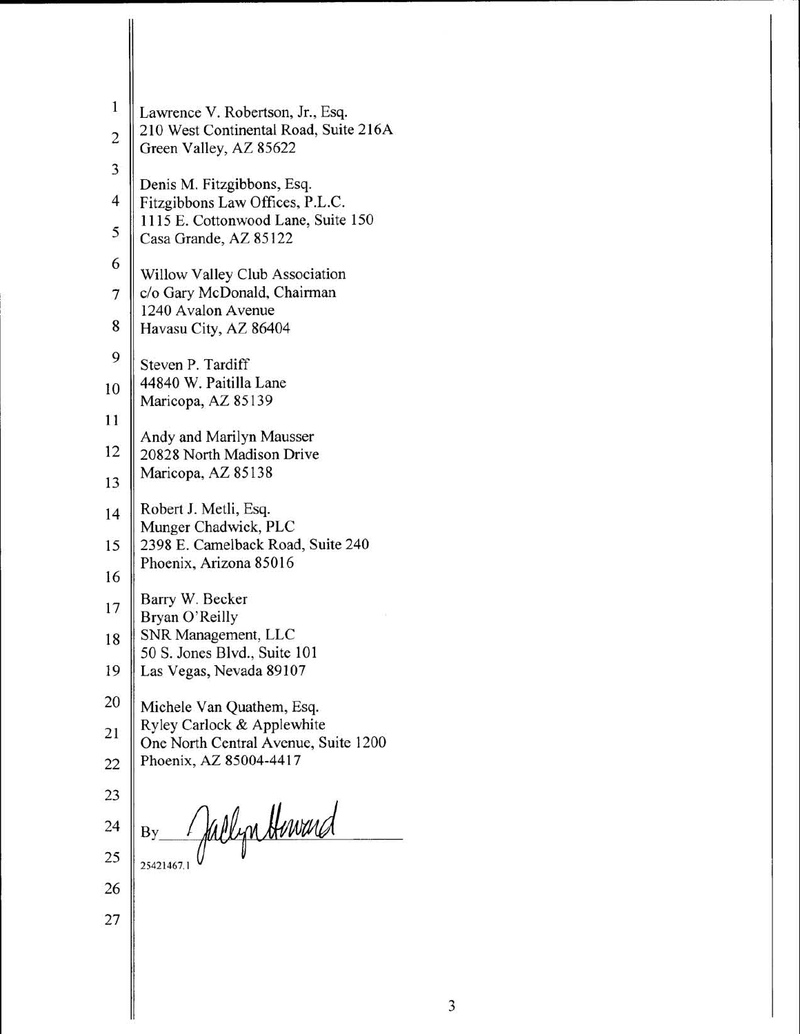Lawrence V. Robertson, Jr., Esq.
210 West Continental Road, Suite 216A
Green Valley, AZ 85622

Denis M. Fitzgibbons, Esq.
Fitzgibbons Law Offices, P.L.C.
1115 E. Cottonwood Lane, Suite 150
Casa Grande, AZ 85122

Willow Valley Club Association
c/o Gary McDonald, Chairman
1240 Avalon Avenue
Havasu City, AZ 86404

Steven P. Tardiff
44840 W. Paitilla Lane
Maricopa, AZ 85139

Andy and Marilyn Mausser
20828 North Madison Drive
Maricopa, AZ 85138

Robert J. Metli, Esq.
Munger Chadwick, PLC
2398 E. Camelback Road, Suite 240
Phoenix, Arizona 85016

Barry W. Becker
Bryan O'Reilly
SNR Management, LLC
50 S. Jones Blvd., Suite 101
Las Vegas, Nevada 89107

Michele Van Quathem, Esq.
Ryley Carlock & Applewhite
One North Central Avenue, Suite 1200
Phoenix, AZ 85004-4417

By Jaclyn Howard

25421467.1